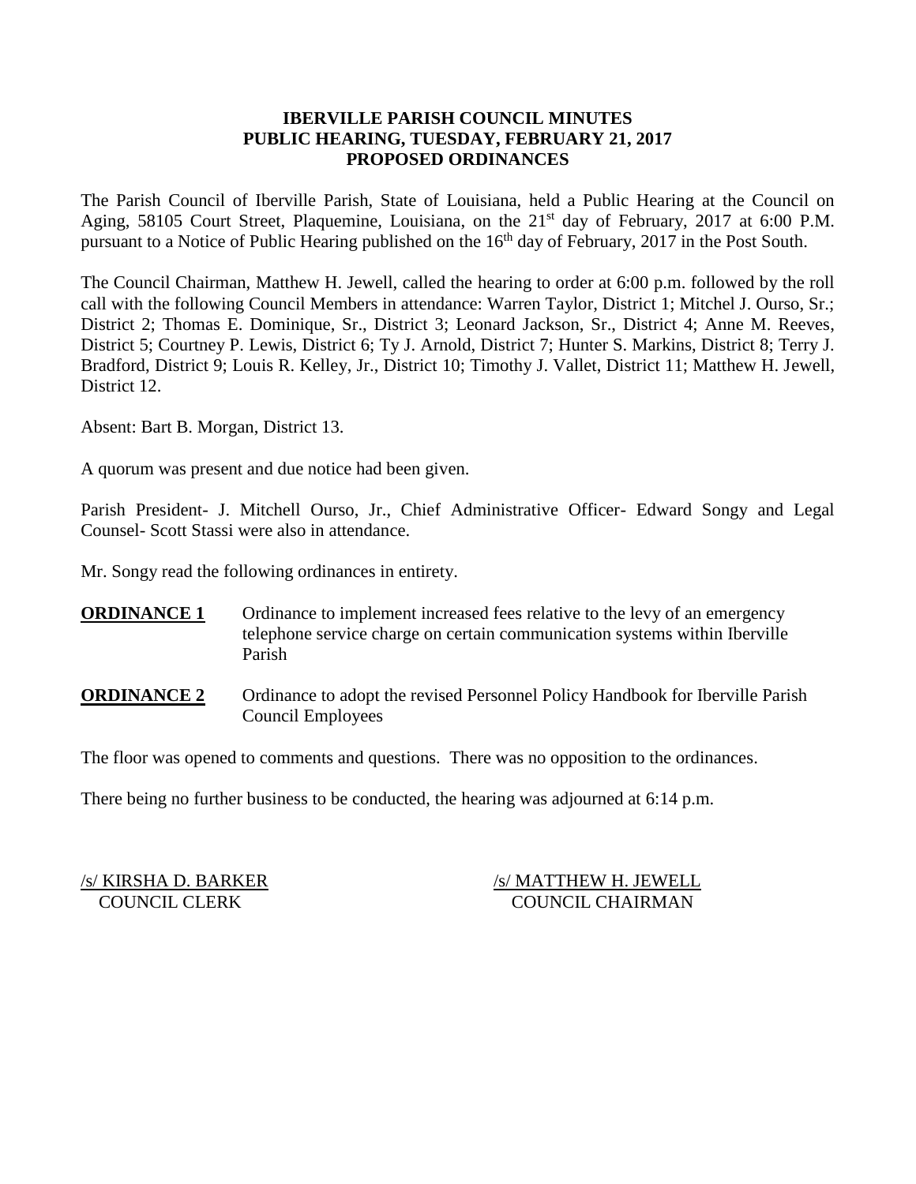# IBERVILLE PARISH COUNCIL MINUTES
## PUBLIC HEARING, TUESDAY, FEBRUARY 21, 2017
## PROPOSED ORDINANCES

The Parish Council of Iberville Parish, State of Louisiana, held a Public Hearing at the Council on Aging, 58105 Court Street, Plaquemine, Louisiana, on the 21st day of February, 2017 at 6:00 P.M. pursuant to a Notice of Public Hearing published on the 16th day of February, 2017 in the Post South.

The Council Chairman, Matthew H. Jewell, called the hearing to order at 6:00 p.m. followed by the roll call with the following Council Members in attendance: Warren Taylor, District 1; Mitchel J. Ourso, Sr.; District 2; Thomas E. Dominique, Sr., District 3; Leonard Jackson, Sr., District 4; Anne M. Reeves, District 5; Courtney P. Lewis, District 6; Ty J. Arnold, District 7; Hunter S. Markins, District 8; Terry J. Bradford, District 9; Louis R. Kelley, Jr., District 10; Timothy J. Vallet, District 11; Matthew H. Jewell, District 12.

Absent: Bart B. Morgan, District 13.

A quorum was present and due notice had been given.

Parish President- J. Mitchell Ourso, Jr., Chief Administrative Officer- Edward Songy and Legal Counsel- Scott Stassi were also in attendance.

Mr. Songy read the following ordinances in entirety.

**ORDINANCE 1** Ordinance to implement increased fees relative to the levy of an emergency telephone service charge on certain communication systems within Iberville Parish

**ORDINANCE 2** Ordinance to adopt the revised Personnel Policy Handbook for Iberville Parish Council Employees

The floor was opened to comments and questions. There was no opposition to the ordinances.

There being no further business to be conducted, the hearing was adjourned at 6:14 p.m.

/s/ KIRSHA D. BARKER
COUNCIL CLERK

/s/ MATTHEW H. JEWELL
COUNCIL CHAIRMAN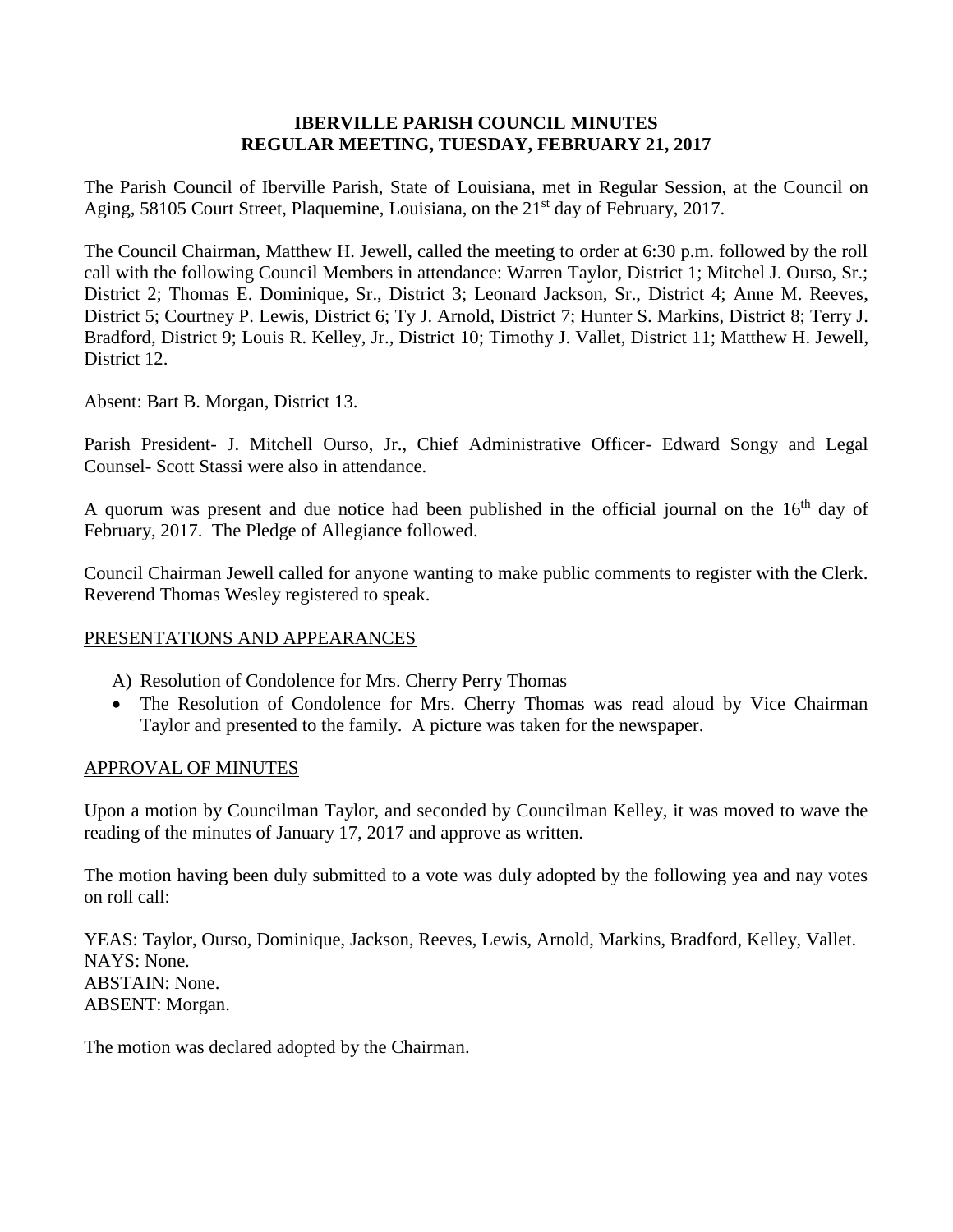**IBERVILLE PARISH COUNCIL MINUTES**
**REGULAR MEETING, TUESDAY, FEBRUARY 21, 2017**

The Parish Council of Iberville Parish, State of Louisiana, met in Regular Session, at the Council on Aging, 58105 Court Street, Plaquemine, Louisiana, on the 21st day of February, 2017.

The Council Chairman, Matthew H. Jewell, called the meeting to order at 6:30 p.m. followed by the roll call with the following Council Members in attendance: Warren Taylor, District 1; Mitchel J. Ourso, Sr.; District 2; Thomas E. Dominique, Sr., District 3; Leonard Jackson, Sr., District 4; Anne M. Reeves, District 5; Courtney P. Lewis, District 6; Ty J. Arnold, District 7; Hunter S. Markins, District 8; Terry J. Bradford, District 9; Louis R. Kelley, Jr., District 10; Timothy J. Vallet, District 11; Matthew H. Jewell, District 12.

Absent: Bart B. Morgan, District 13.

Parish President- J. Mitchell Ourso, Jr., Chief Administrative Officer- Edward Songy and Legal Counsel- Scott Stassi were also in attendance.

A quorum was present and due notice had been published in the official journal on the 16th day of February, 2017. The Pledge of Allegiance followed.

Council Chairman Jewell called for anyone wanting to make public comments to register with the Clerk. Reverend Thomas Wesley registered to speak.

PRESENTATIONS AND APPEARANCES

A) Resolution of Condolence for Mrs. Cherry Perry Thomas

- The Resolution of Condolence for Mrs. Cherry Thomas was read aloud by Vice Chairman Taylor and presented to the family. A picture was taken for the newspaper.

APPROVAL OF MINUTES

Upon a motion by Councilman Taylor, and seconded by Councilman Kelley, it was moved to wave the reading of the minutes of January 17, 2017 and approve as written.

The motion having been duly submitted to a vote was duly adopted by the following yea and nay votes on roll call:

YEAS: Taylor, Ourso, Dominique, Jackson, Reeves, Lewis, Arnold, Markins, Bradford, Kelley, Vallet.
NAYS: None.
ABSTAIN: None.
ABSENT: Morgan.

The motion was declared adopted by the Chairman.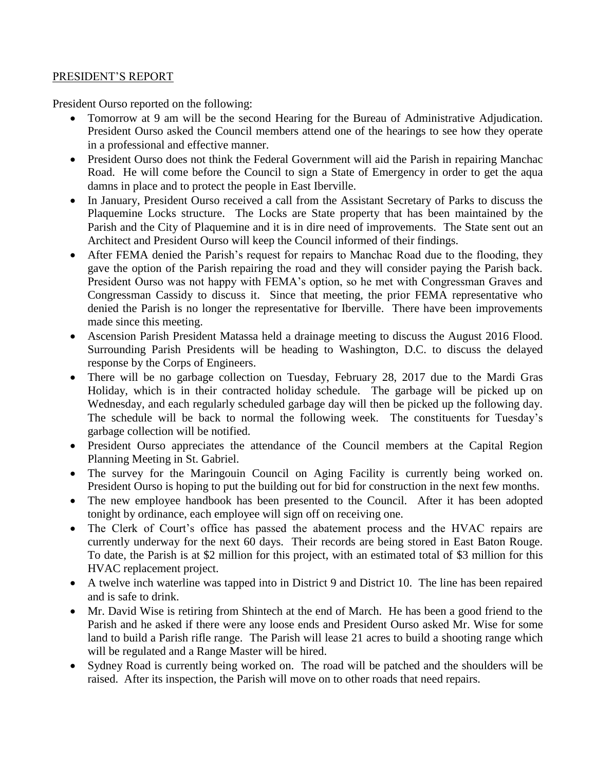PRESIDENT'S REPORT

President Ourso reported on the following:

- Tomorrow at 9 am will be the second Hearing for the Bureau of Administrative Adjudication. President Ourso asked the Council members attend one of the hearings to see how they operate in a professional and effective manner.
- President Ourso does not think the Federal Government will aid the Parish in repairing Manchac Road. He will come before the Council to sign a State of Emergency in order to get the aqua damns in place and to protect the people in East Iberville.
- In January, President Ourso received a call from the Assistant Secretary of Parks to discuss the Plaquemine Locks structure. The Locks are State property that has been maintained by the Parish and the City of Plaquemine and it is in dire need of improvements. The State sent out an Architect and President Ourso will keep the Council informed of their findings.
- After FEMA denied the Parish's request for repairs to Manchac Road due to the flooding, they gave the option of the Parish repairing the road and they will consider paying the Parish back. President Ourso was not happy with FEMA's option, so he met with Congressman Graves and Congressman Cassidy to discuss it. Since that meeting, the prior FEMA representative who denied the Parish is no longer the representative for Iberville. There have been improvements made since this meeting.
- Ascension Parish President Matassa held a drainage meeting to discuss the August 2016 Flood. Surrounding Parish Presidents will be heading to Washington, D.C. to discuss the delayed response by the Corps of Engineers.
- There will be no garbage collection on Tuesday, February 28, 2017 due to the Mardi Gras Holiday, which is in their contracted holiday schedule. The garbage will be picked up on Wednesday, and each regularly scheduled garbage day will then be picked up the following day. The schedule will be back to normal the following week. The constituents for Tuesday's garbage collection will be notified.
- President Ourso appreciates the attendance of the Council members at the Capital Region Planning Meeting in St. Gabriel.
- The survey for the Maringouin Council on Aging Facility is currently being worked on. President Ourso is hoping to put the building out for bid for construction in the next few months.
- The new employee handbook has been presented to the Council. After it has been adopted tonight by ordinance, each employee will sign off on receiving one.
- The Clerk of Court's office has passed the abatement process and the HVAC repairs are currently underway for the next 60 days. Their records are being stored in East Baton Rouge. To date, the Parish is at \$2 million for this project, with an estimated total of \$3 million for this HVAC replacement project.
- A twelve inch waterline was tapped into in District 9 and District 10. The line has been repaired and is safe to drink.
- Mr. David Wise is retiring from Shintech at the end of March. He has been a good friend to the Parish and he asked if there were any loose ends and President Ourso asked Mr. Wise for some land to build a Parish rifle range. The Parish will lease 21 acres to build a shooting range which will be regulated and a Range Master will be hired.
- Sydney Road is currently being worked on. The road will be patched and the shoulders will be raised. After its inspection, the Parish will move on to other roads that need repairs.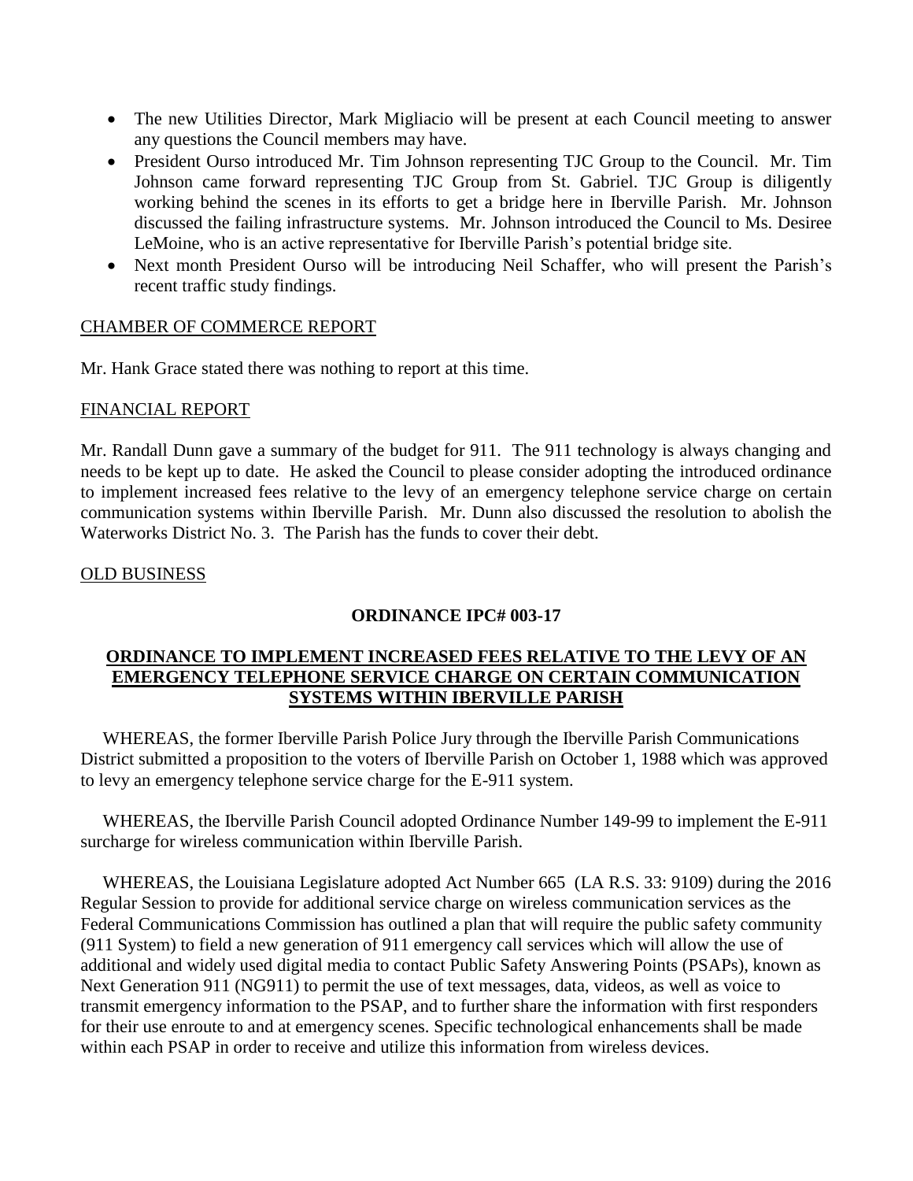- The new Utilities Director, Mark Migliacio will be present at each Council meeting to answer any questions the Council members may have.
- President Ourso introduced Mr. Tim Johnson representing TJC Group to the Council. Mr. Tim Johnson came forward representing TJC Group from St. Gabriel. TJC Group is diligently working behind the scenes in its efforts to get a bridge here in Iberville Parish. Mr. Johnson discussed the failing infrastructure systems. Mr. Johnson introduced the Council to Ms. Desiree LeMoine, who is an active representative for Iberville Parish's potential bridge site.
- Next month President Ourso will be introducing Neil Schaffer, who will present the Parish's recent traffic study findings.

CHAMBER OF COMMERCE REPORT

Mr. Hank Grace stated there was nothing to report at this time.

FINANCIAL REPORT

Mr. Randall Dunn gave a summary of the budget for 911. The 911 technology is always changing and needs to be kept up to date. He asked the Council to please consider adopting the introduced ordinance to implement increased fees relative to the levy of an emergency telephone service charge on certain communication systems within Iberville Parish. Mr. Dunn also discussed the resolution to abolish the Waterworks District No. 3. The Parish has the funds to cover their debt.

OLD BUSINESS

**ORDINANCE IPC# 003-17**

**ORDINANCE TO IMPLEMENT INCREASED FEES RELATIVE TO THE LEVY OF AN EMERGENCY TELEPHONE SERVICE CHARGE ON CERTAIN COMMUNICATION SYSTEMS WITHIN IBERVILLE PARISH**

WHEREAS, the former Iberville Parish Police Jury through the Iberville Parish Communications District submitted a proposition to the voters of Iberville Parish on October 1, 1988 which was approved to levy an emergency telephone service charge for the E-911 system.

WHEREAS, the Iberville Parish Council adopted Ordinance Number 149-99 to implement the E-911 surcharge for wireless communication within Iberville Parish.

WHEREAS, the Louisiana Legislature adopted Act Number 665 (LA R.S. 33: 9109) during the 2016 Regular Session to provide for additional service charge on wireless communication services as the Federal Communications Commission has outlined a plan that will require the public safety community (911 System) to field a new generation of 911 emergency call services which will allow the use of additional and widely used digital media to contact Public Safety Answering Points (PSAPs), known as Next Generation 911 (NG911) to permit the use of text messages, data, videos, as well as voice to transmit emergency information to the PSAP, and to further share the information with first responders for their use enroute to and at emergency scenes. Specific technological enhancements shall be made within each PSAP in order to receive and utilize this information from wireless devices.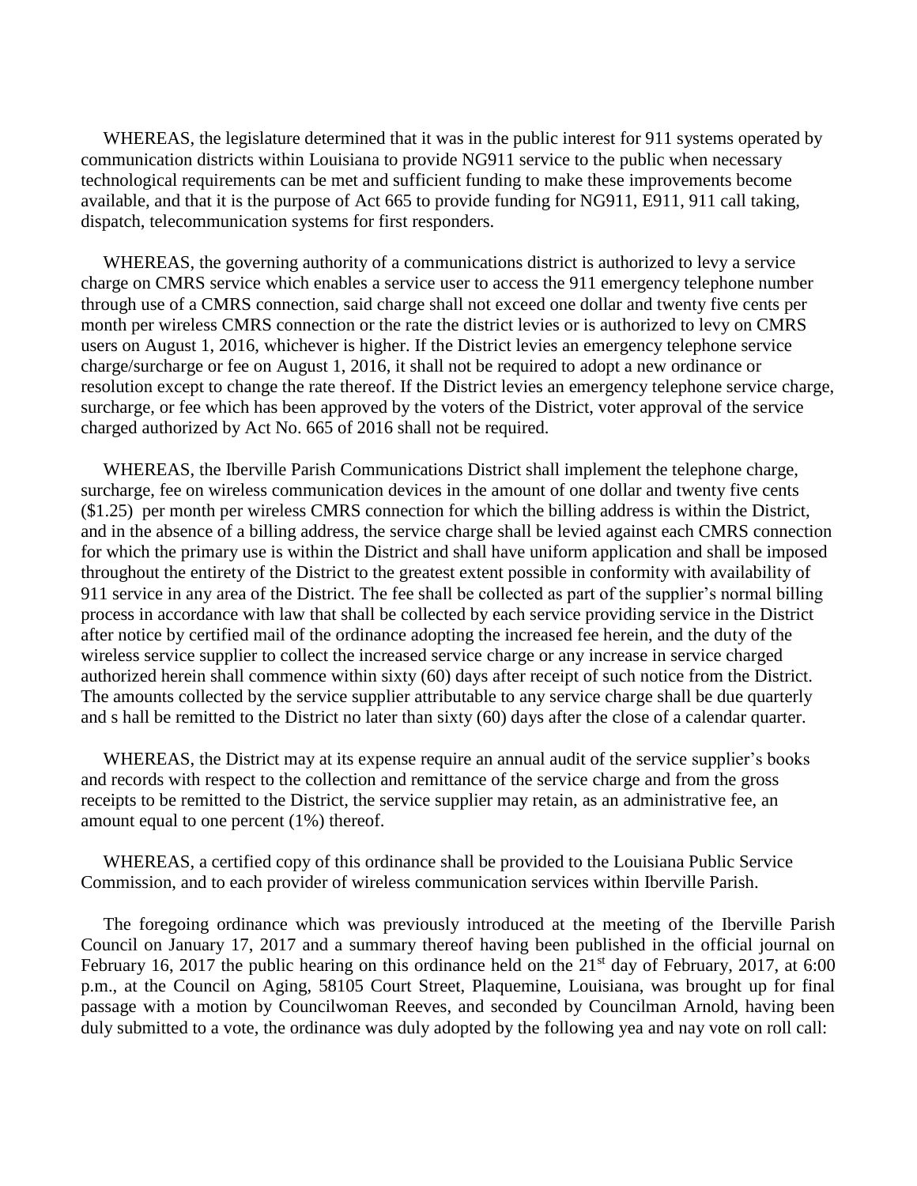WHEREAS, the legislature determined that it was in the public interest for 911 systems operated by communication districts within Louisiana to provide NG911 service to the public when necessary technological requirements can be met and sufficient funding to make these improvements become available, and that it is the purpose of Act 665 to provide funding for NG911, E911, 911 call taking, dispatch, telecommunication systems for first responders.

WHEREAS, the governing authority of a communications district is authorized to levy a service charge on CMRS service which enables a service user to access the 911 emergency telephone number through use of a CMRS connection, said charge shall not exceed one dollar and twenty five cents per month per wireless CMRS connection or the rate the district levies or is authorized to levy on CMRS users on August 1, 2016, whichever is higher. If the District levies an emergency telephone service charge/surcharge or fee on August 1, 2016, it shall not be required to adopt a new ordinance or resolution except to change the rate thereof. If the District levies an emergency telephone service charge, surcharge, or fee which has been approved by the voters of the District, voter approval of the service charged authorized by Act No. 665 of 2016 shall not be required.

WHEREAS, the Iberville Parish Communications District shall implement the telephone charge, surcharge, fee on wireless communication devices in the amount of one dollar and twenty five cents ($1.25) per month per wireless CMRS connection for which the billing address is within the District, and in the absence of a billing address, the service charge shall be levied against each CMRS connection for which the primary use is within the District and shall have uniform application and shall be imposed throughout the entirety of the District to the greatest extent possible in conformity with availability of 911 service in any area of the District. The fee shall be collected as part of the supplier's normal billing process in accordance with law that shall be collected by each service providing service in the District after notice by certified mail of the ordinance adopting the increased fee herein, and the duty of the wireless service supplier to collect the increased service charge or any increase in service charged authorized herein shall commence within sixty (60) days after receipt of such notice from the District. The amounts collected by the service supplier attributable to any service charge shall be due quarterly and s hall be remitted to the District no later than sixty (60) days after the close of a calendar quarter.

WHEREAS, the District may at its expense require an annual audit of the service supplier's books and records with respect to the collection and remittance of the service charge and from the gross receipts to be remitted to the District, the service supplier may retain, as an administrative fee, an amount equal to one percent (1%) thereof.

WHEREAS, a certified copy of this ordinance shall be provided to the Louisiana Public Service Commission, and to each provider of wireless communication services within Iberville Parish.

The foregoing ordinance which was previously introduced at the meeting of the Iberville Parish Council on January 17, 2017 and a summary thereof having been published in the official journal on February 16, 2017 the public hearing on this ordinance held on the 21st day of February, 2017, at 6:00 p.m., at the Council on Aging, 58105 Court Street, Plaquemine, Louisiana, was brought up for final passage with a motion by Councilwoman Reeves, and seconded by Councilman Arnold, having been duly submitted to a vote, the ordinance was duly adopted by the following yea and nay vote on roll call: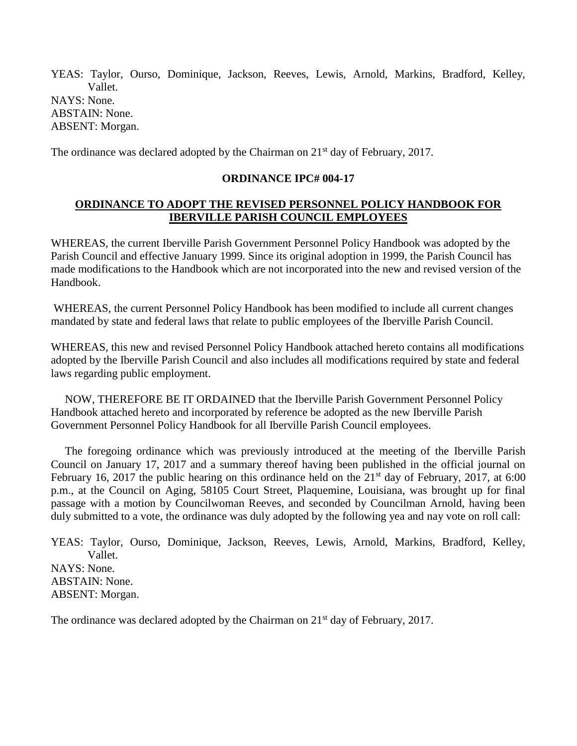YEAS: Taylor, Ourso, Dominique, Jackson, Reeves, Lewis, Arnold, Markins, Bradford, Kelley, Vallet.
NAYS: None.
ABSTAIN: None.
ABSENT: Morgan.

The ordinance was declared adopted by the Chairman on 21st day of February, 2017.

**ORDINANCE IPC# 004-17**

**ORDINANCE TO ADOPT THE REVISED PERSONNEL POLICY HANDBOOK FOR IBERVILLE PARISH COUNCIL EMPLOYEES**

WHEREAS, the current Iberville Parish Government Personnel Policy Handbook was adopted by the Parish Council and effective January 1999. Since its original adoption in 1999, the Parish Council has made modifications to the Handbook which are not incorporated into the new and revised version of the Handbook.

WHEREAS, the current Personnel Policy Handbook has been modified to include all current changes mandated by state and federal laws that relate to public employees of the Iberville Parish Council.

WHEREAS, this new and revised Personnel Policy Handbook attached hereto contains all modifications adopted by the Iberville Parish Council and also includes all modifications required by state and federal laws regarding public employment.

NOW, THEREFORE BE IT ORDAINED that the Iberville Parish Government Personnel Policy Handbook attached hereto and incorporated by reference be adopted as the new Iberville Parish Government Personnel Policy Handbook for all Iberville Parish Council employees.

The foregoing ordinance which was previously introduced at the meeting of the Iberville Parish Council on January 17, 2017 and a summary thereof having been published in the official journal on February 16, 2017 the public hearing on this ordinance held on the 21st day of February, 2017, at 6:00 p.m., at the Council on Aging, 58105 Court Street, Plaquemine, Louisiana, was brought up for final passage with a motion by Councilwoman Reeves, and seconded by Councilman Arnold, having been duly submitted to a vote, the ordinance was duly adopted by the following yea and nay vote on roll call:

YEAS: Taylor, Ourso, Dominique, Jackson, Reeves, Lewis, Arnold, Markins, Bradford, Kelley, Vallet.
NAYS: None.
ABSTAIN: None.
ABSENT: Morgan.

The ordinance was declared adopted by the Chairman on 21st day of February, 2017.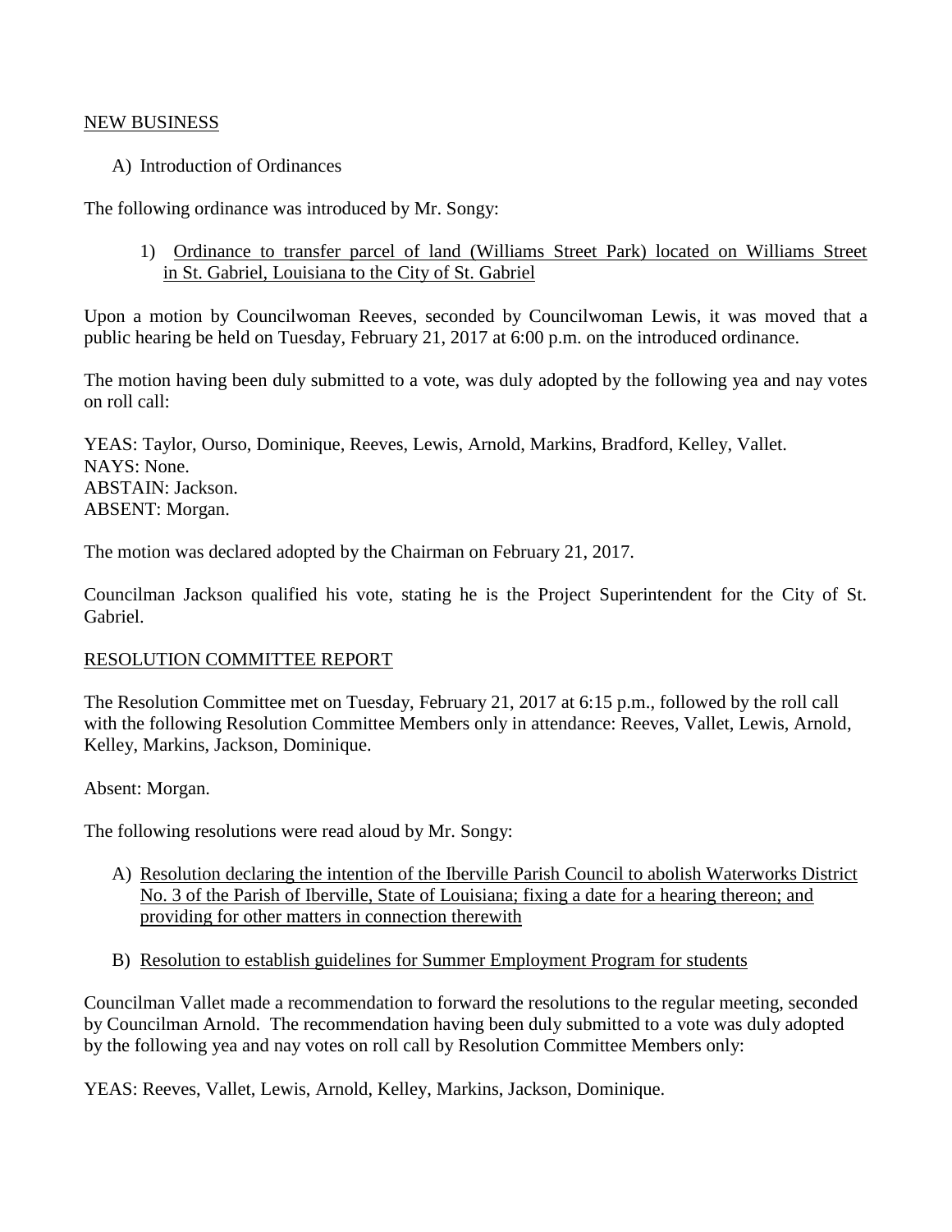NEW BUSINESS

A) Introduction of Ordinances

The following ordinance was introduced by Mr. Songy:

1) Ordinance to transfer parcel of land (Williams Street Park) located on Williams Street in St. Gabriel, Louisiana to the City of St. Gabriel

Upon a motion by Councilwoman Reeves, seconded by Councilwoman Lewis, it was moved that a public hearing be held on Tuesday, February 21, 2017 at 6:00 p.m. on the introduced ordinance.

The motion having been duly submitted to a vote, was duly adopted by the following yea and nay votes on roll call:

YEAS: Taylor, Ourso, Dominique, Reeves, Lewis, Arnold, Markins, Bradford, Kelley, Vallet.
NAYS: None.
ABSTAIN: Jackson.
ABSENT: Morgan.

The motion was declared adopted by the Chairman on February 21, 2017.

Councilman Jackson qualified his vote, stating he is the Project Superintendent for the City of St. Gabriel.

RESOLUTION COMMITTEE REPORT

The Resolution Committee met on Tuesday, February 21, 2017 at 6:15 p.m., followed by the roll call with the following Resolution Committee Members only in attendance: Reeves, Vallet, Lewis, Arnold, Kelley, Markins, Jackson, Dominique.

Absent: Morgan.

The following resolutions were read aloud by Mr. Songy:

A) Resolution declaring the intention of the Iberville Parish Council to abolish Waterworks District No. 3 of the Parish of Iberville, State of Louisiana; fixing a date for a hearing thereon; and providing for other matters in connection therewith

B) Resolution to establish guidelines for Summer Employment Program for students

Councilman Vallet made a recommendation to forward the resolutions to the regular meeting, seconded by Councilman Arnold. The recommendation having been duly submitted to a vote was duly adopted by the following yea and nay votes on roll call by Resolution Committee Members only:

YEAS: Reeves, Vallet, Lewis, Arnold, Kelley, Markins, Jackson, Dominique.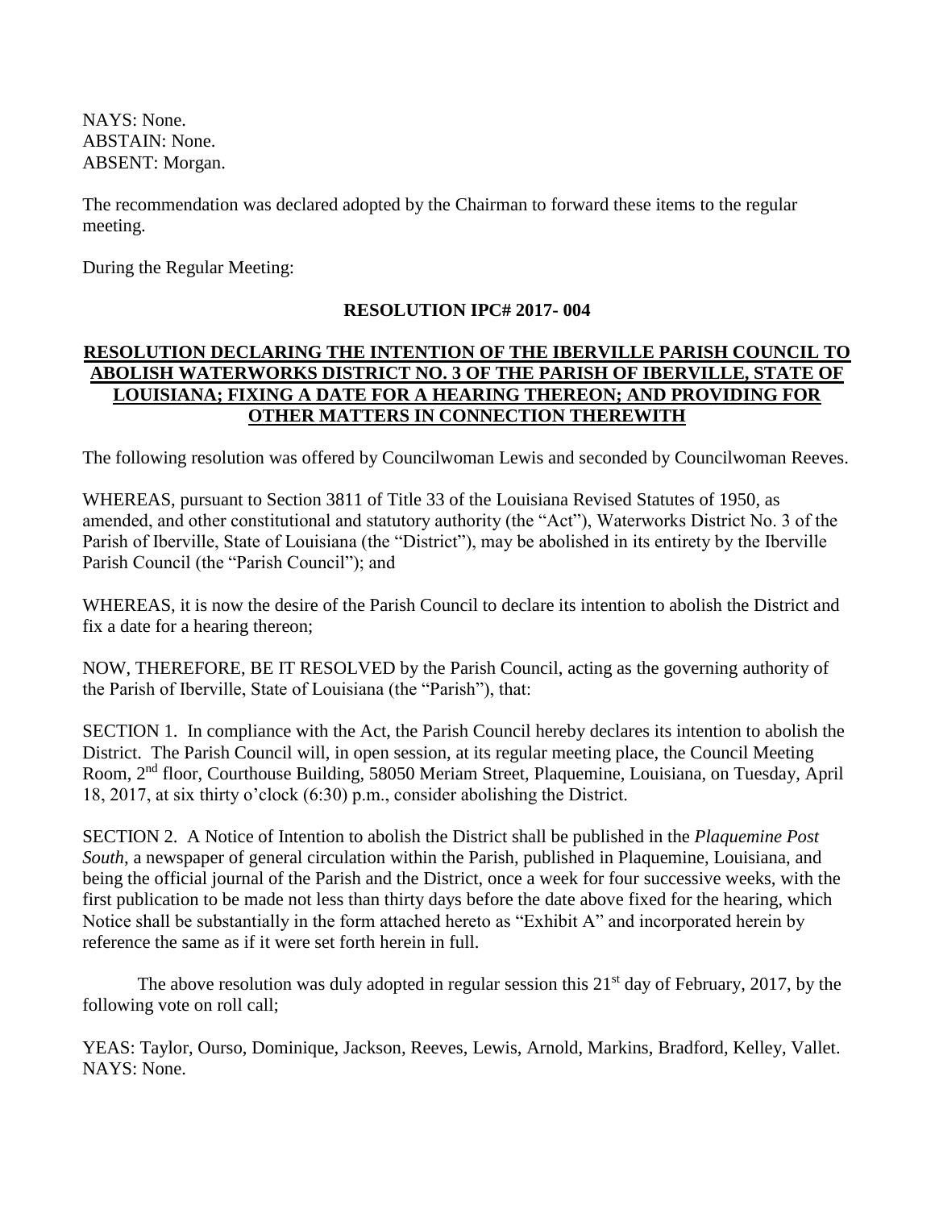NAYS: None.
ABSTAIN: None.
ABSENT: Morgan.

The recommendation was declared adopted by the Chairman to forward these items to the regular meeting.

During the Regular Meeting:

**RESOLUTION IPC# 2017- 004**

**RESOLUTION DECLARING THE INTENTION OF THE IBERVILLE PARISH COUNCIL TO ABOLISH WATERWORKS DISTRICT NO. 3 OF THE PARISH OF IBERVILLE, STATE OF LOUISIANA; FIXING A DATE FOR A HEARING THEREON; AND PROVIDING FOR OTHER MATTERS IN CONNECTION THEREWITH**

The following resolution was offered by Councilwoman Lewis and seconded by Councilwoman Reeves.

WHEREAS, pursuant to Section 3811 of Title 33 of the Louisiana Revised Statutes of 1950, as amended, and other constitutional and statutory authority (the "Act"), Waterworks District No. 3 of the Parish of Iberville, State of Louisiana (the "District"), may be abolished in its entirety by the Iberville Parish Council (the "Parish Council"); and

WHEREAS, it is now the desire of the Parish Council to declare its intention to abolish the District and fix a date for a hearing thereon;

NOW, THEREFORE, BE IT RESOLVED by the Parish Council, acting as the governing authority of the Parish of Iberville, State of Louisiana (the "Parish"), that:

SECTION 1. In compliance with the Act, the Parish Council hereby declares its intention to abolish the District. The Parish Council will, in open session, at its regular meeting place, the Council Meeting Room, 2nd floor, Courthouse Building, 58050 Meriam Street, Plaquemine, Louisiana, on Tuesday, April 18, 2017, at six thirty o'clock (6:30) p.m., consider abolishing the District.

SECTION 2. A Notice of Intention to abolish the District shall be published in the *Plaquemine Post South*, a newspaper of general circulation within the Parish, published in Plaquemine, Louisiana, and being the official journal of the Parish and the District, once a week for four successive weeks, with the first publication to be made not less than thirty days before the date above fixed for the hearing, which Notice shall be substantially in the form attached hereto as "Exhibit A" and incorporated herein by reference the same as if it were set forth herein in full.

The above resolution was duly adopted in regular session this 21st day of February, 2017, by the following vote on roll call;

YEAS: Taylor, Ourso, Dominique, Jackson, Reeves, Lewis, Arnold, Markins, Bradford, Kelley, Vallet.
NAYS: None.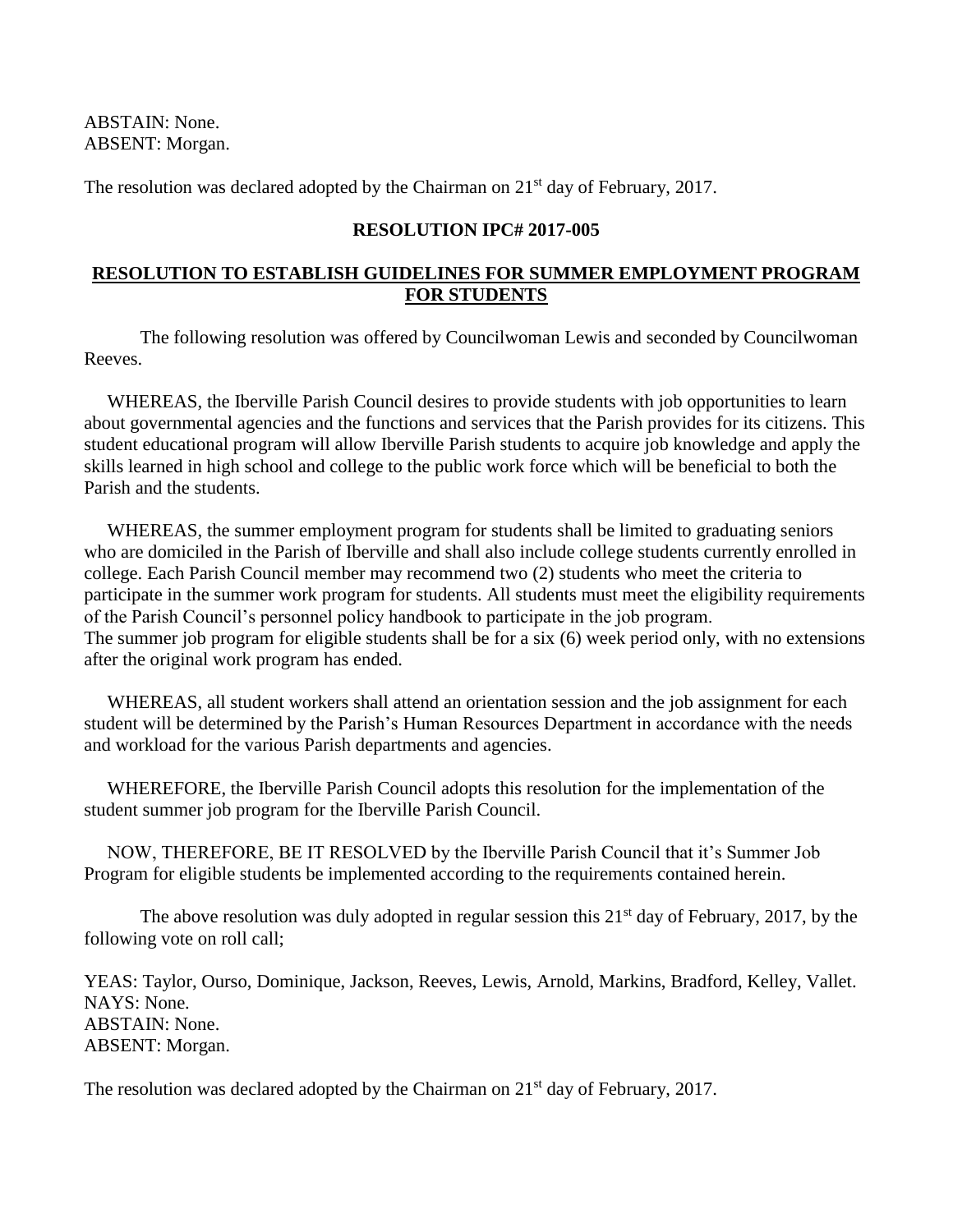ABSTAIN: None.
ABSENT: Morgan.

The resolution was declared adopted by the Chairman on 21st day of February, 2017.

**RESOLUTION IPC# 2017-005**

**RESOLUTION TO ESTABLISH GUIDELINES FOR SUMMER EMPLOYMENT PROGRAM FOR STUDENTS**

The following resolution was offered by Councilwoman Lewis and seconded by Councilwoman Reeves.

WHEREAS, the Iberville Parish Council desires to provide students with job opportunities to learn about governmental agencies and the functions and services that the Parish provides for its citizens. This student educational program will allow Iberville Parish students to acquire job knowledge and apply the skills learned in high school and college to the public work force which will be beneficial to both the Parish and the students.

WHEREAS, the summer employment program for students shall be limited to graduating seniors who are domiciled in the Parish of Iberville and shall also include college students currently enrolled in college. Each Parish Council member may recommend two (2) students who meet the criteria to participate in the summer work program for students. All students must meet the eligibility requirements of the Parish Council's personnel policy handbook to participate in the job program.
The summer job program for eligible students shall be for a six (6) week period only, with no extensions after the original work program has ended.

WHEREAS, all student workers shall attend an orientation session and the job assignment for each student will be determined by the Parish's Human Resources Department in accordance with the needs and workload for the various Parish departments and agencies.

WHEREFORE, the Iberville Parish Council adopts this resolution for the implementation of the student summer job program for the Iberville Parish Council.

NOW, THEREFORE, BE IT RESOLVED by the Iberville Parish Council that it's Summer Job Program for eligible students be implemented according to the requirements contained herein.

The above resolution was duly adopted in regular session this 21st day of February, 2017, by the following vote on roll call;

YEAS: Taylor, Ourso, Dominique, Jackson, Reeves, Lewis, Arnold, Markins, Bradford, Kelley, Vallet.
NAYS: None.
ABSTAIN: None.
ABSENT: Morgan.

The resolution was declared adopted by the Chairman on 21st day of February, 2017.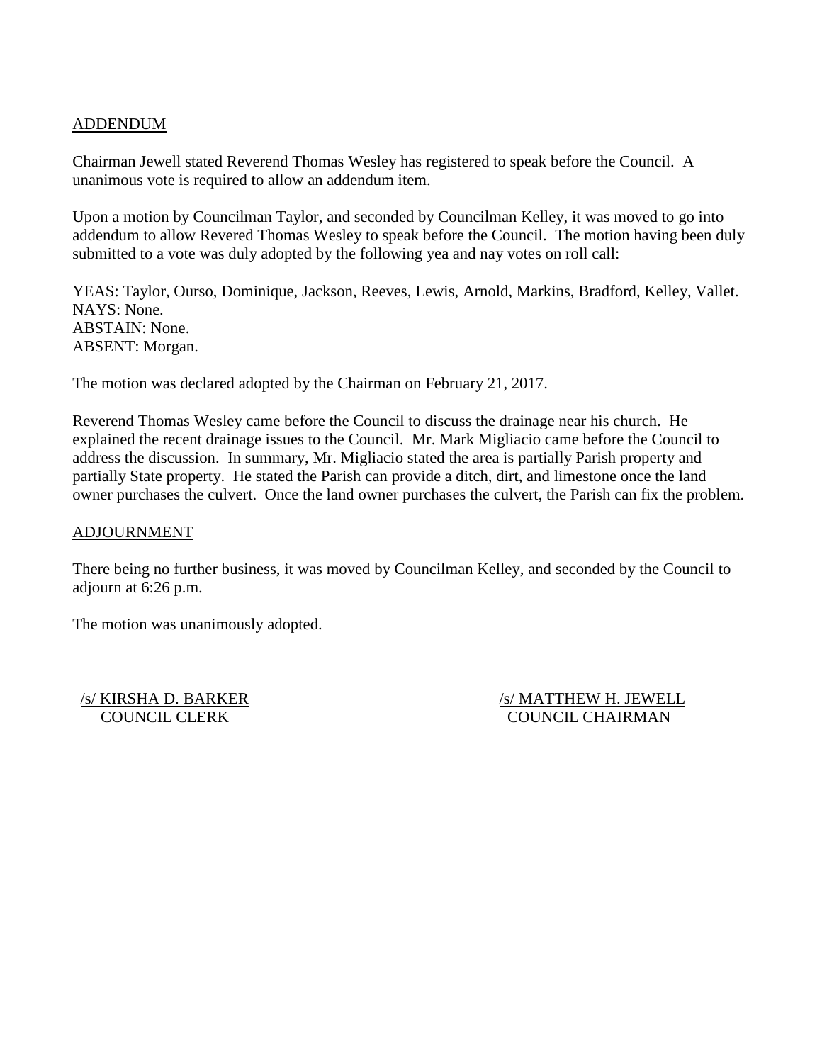ADDENDUM

Chairman Jewell stated Reverend Thomas Wesley has registered to speak before the Council. A unanimous vote is required to allow an addendum item.

Upon a motion by Councilman Taylor, and seconded by Councilman Kelley, it was moved to go into addendum to allow Revered Thomas Wesley to speak before the Council. The motion having been duly submitted to a vote was duly adopted by the following yea and nay votes on roll call:

YEAS: Taylor, Ourso, Dominique, Jackson, Reeves, Lewis, Arnold, Markins, Bradford, Kelley, Vallet.
NAYS: None.
ABSTAIN: None.
ABSENT: Morgan.

The motion was declared adopted by the Chairman on February 21, 2017.

Reverend Thomas Wesley came before the Council to discuss the drainage near his church. He explained the recent drainage issues to the Council. Mr. Mark Migliacio came before the Council to address the discussion. In summary, Mr. Migliacio stated the area is partially Parish property and partially State property. He stated the Parish can provide a ditch, dirt, and limestone once the land owner purchases the culvert. Once the land owner purchases the culvert, the Parish can fix the problem.

ADJOURNMENT

There being no further business, it was moved by Councilman Kelley, and seconded by the Council to adjourn at 6:26 p.m.

The motion was unanimously adopted.

/s/ KIRSHA D. BARKER
COUNCIL CLERK

/s/ MATTHEW H. JEWELL
COUNCIL CHAIRMAN